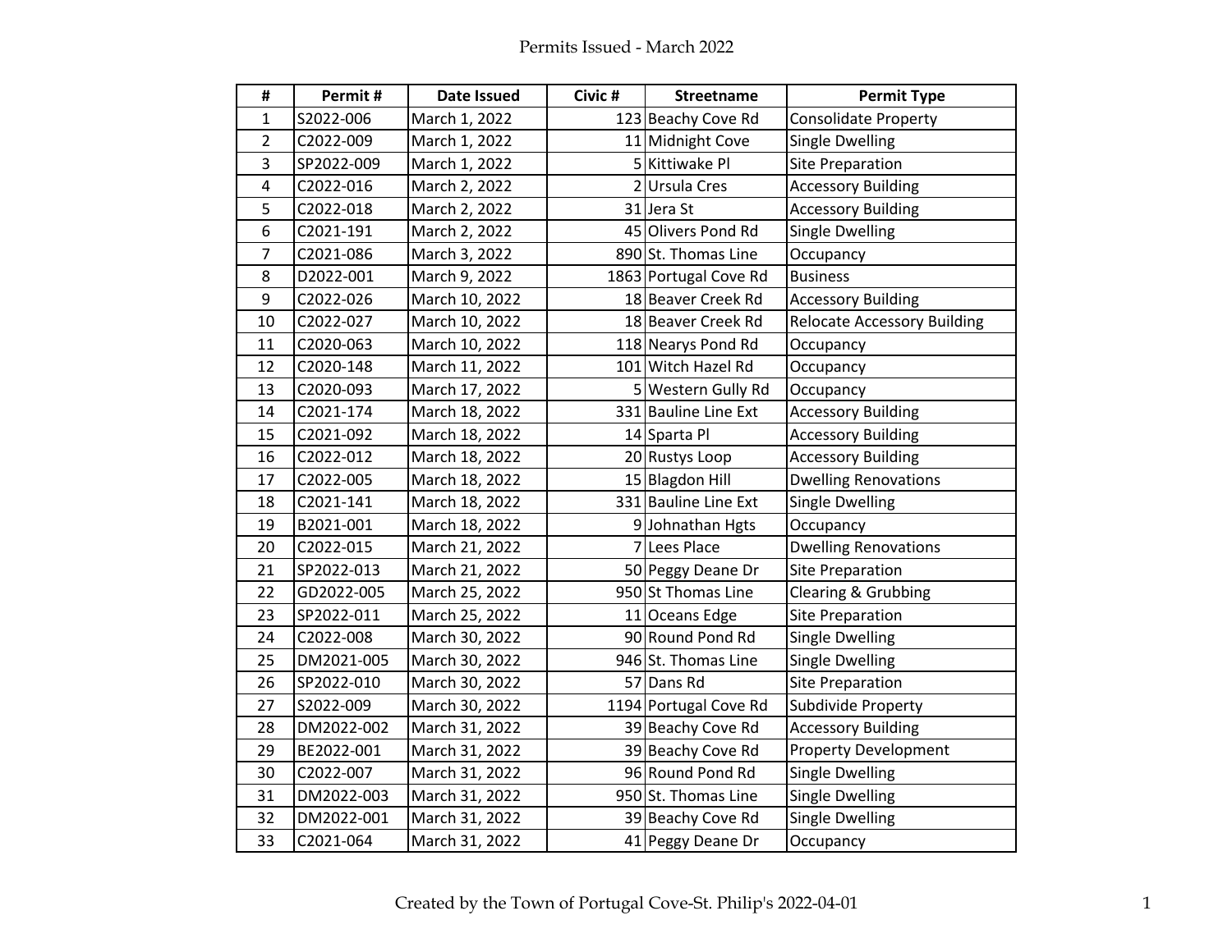# Permits Issued - March 2022

| # | Permit # | Date Issued | Civic # | Streetname | Permit Type |
|---|---|---|---|---|---|
| 1 | S2022-006 | March 1, 2022 | 123 | Beachy Cove Rd | Consolidate Property |
| 2 | C2022-009 | March 1, 2022 | 11 | Midnight Cove | Single Dwelling |
| 3 | SP2022-009 | March 1, 2022 | 5 | Kittiwake Pl | Site Preparation |
| 4 | C2022-016 | March 2, 2022 | 2 | Ursula Cres | Accessory Building |
| 5 | C2022-018 | March 2, 2022 | 31 | Jera St | Accessory Building |
| 6 | C2021-191 | March 2, 2022 | 45 | Olivers Pond Rd | Single Dwelling |
| 7 | C2021-086 | March 3, 2022 | 890 | St. Thomas Line | Occupancy |
| 8 | D2022-001 | March 9, 2022 | 1863 | Portugal Cove Rd | Business |
| 9 | C2022-026 | March 10, 2022 | 18 | Beaver Creek Rd | Accessory Building |
| 10 | C2022-027 | March 10, 2022 | 18 | Beaver Creek Rd | Relocate Accessory Building |
| 11 | C2020-063 | March 10, 2022 | 118 | Nearys Pond Rd | Occupancy |
| 12 | C2020-148 | March 11, 2022 | 101 | Witch Hazel Rd | Occupancy |
| 13 | C2020-093 | March 17, 2022 | 5 | Western Gully Rd | Occupancy |
| 14 | C2021-174 | March 18, 2022 | 331 | Bauline Line Ext | Accessory Building |
| 15 | C2021-092 | March 18, 2022 | 14 | Sparta Pl | Accessory Building |
| 16 | C2022-012 | March 18, 2022 | 20 | Rustys Loop | Accessory Building |
| 17 | C2022-005 | March 18, 2022 | 15 | Blagdon Hill | Dwelling Renovations |
| 18 | C2021-141 | March 18, 2022 | 331 | Bauline Line Ext | Single Dwelling |
| 19 | B2021-001 | March 18, 2022 | 9 | Johnathan Hgts | Occupancy |
| 20 | C2022-015 | March 21, 2022 | 7 | Lees Place | Dwelling Renovations |
| 21 | SP2022-013 | March 21, 2022 | 50 | Peggy Deane Dr | Site Preparation |
| 22 | GD2022-005 | March 25, 2022 | 950 | St Thomas Line | Clearing & Grubbing |
| 23 | SP2022-011 | March 25, 2022 | 11 | Oceans Edge | Site Preparation |
| 24 | C2022-008 | March 30, 2022 | 90 | Round Pond Rd | Single Dwelling |
| 25 | DM2021-005 | March 30, 2022 | 946 | St. Thomas Line | Single Dwelling |
| 26 | SP2022-010 | March 30, 2022 | 57 | Dans Rd | Site Preparation |
| 27 | S2022-009 | March 30, 2022 | 1194 | Portugal Cove Rd | Subdivide Property |
| 28 | DM2022-002 | March 31, 2022 | 39 | Beachy Cove Rd | Accessory Building |
| 29 | BE2022-001 | March 31, 2022 | 39 | Beachy Cove Rd | Property Development |
| 30 | C2022-007 | March 31, 2022 | 96 | Round Pond Rd | Single Dwelling |
| 31 | DM2022-003 | March 31, 2022 | 950 | St. Thomas Line | Single Dwelling |
| 32 | DM2022-001 | March 31, 2022 | 39 | Beachy Cove Rd | Single Dwelling |
| 33 | C2021-064 | March 31, 2022 | 41 | Peggy Deane Dr | Occupancy |

Created by the Town of Portugal Cove-St. Philip's 2022-04-01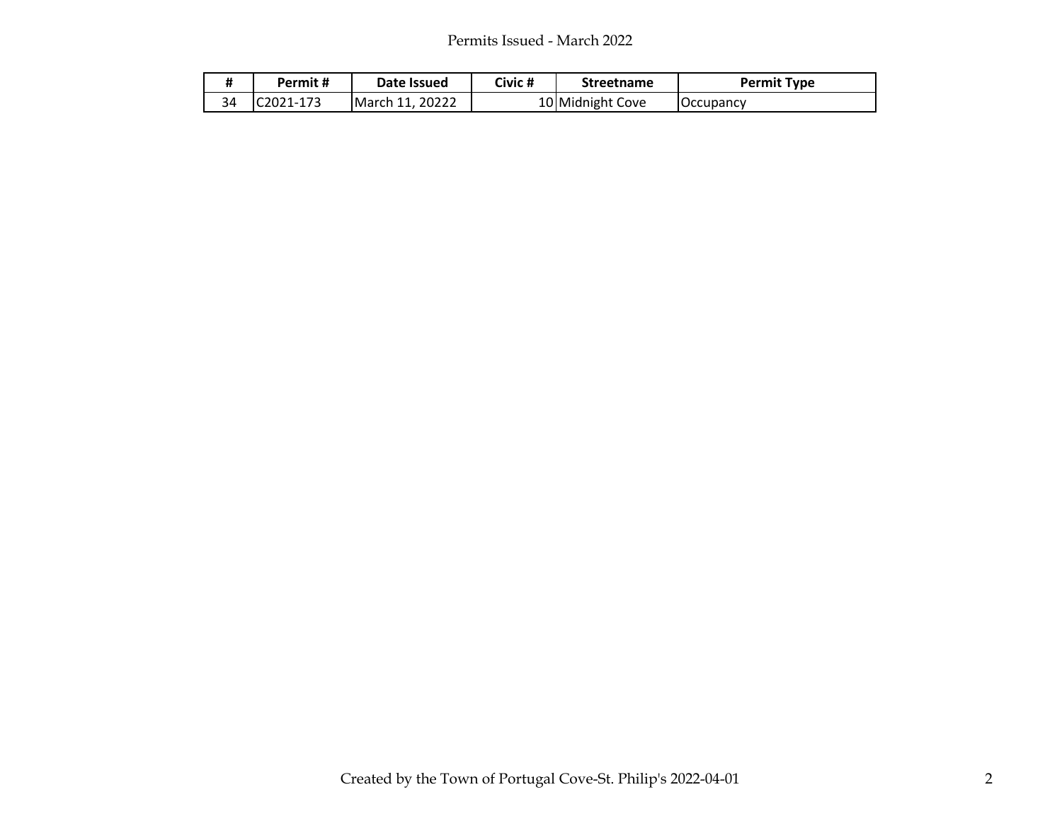Permits Issued - March 2022

| # | Permit # | Date Issued | Civic # | Streetname | Permit Type |
|---|---|---|---|---|---|
| 34 | C2021-173 | March 11, 20222 | 10 | Midnight Cove | Occupancy |

Created by the Town of Portugal Cove-St. Philip's 2022-04-01